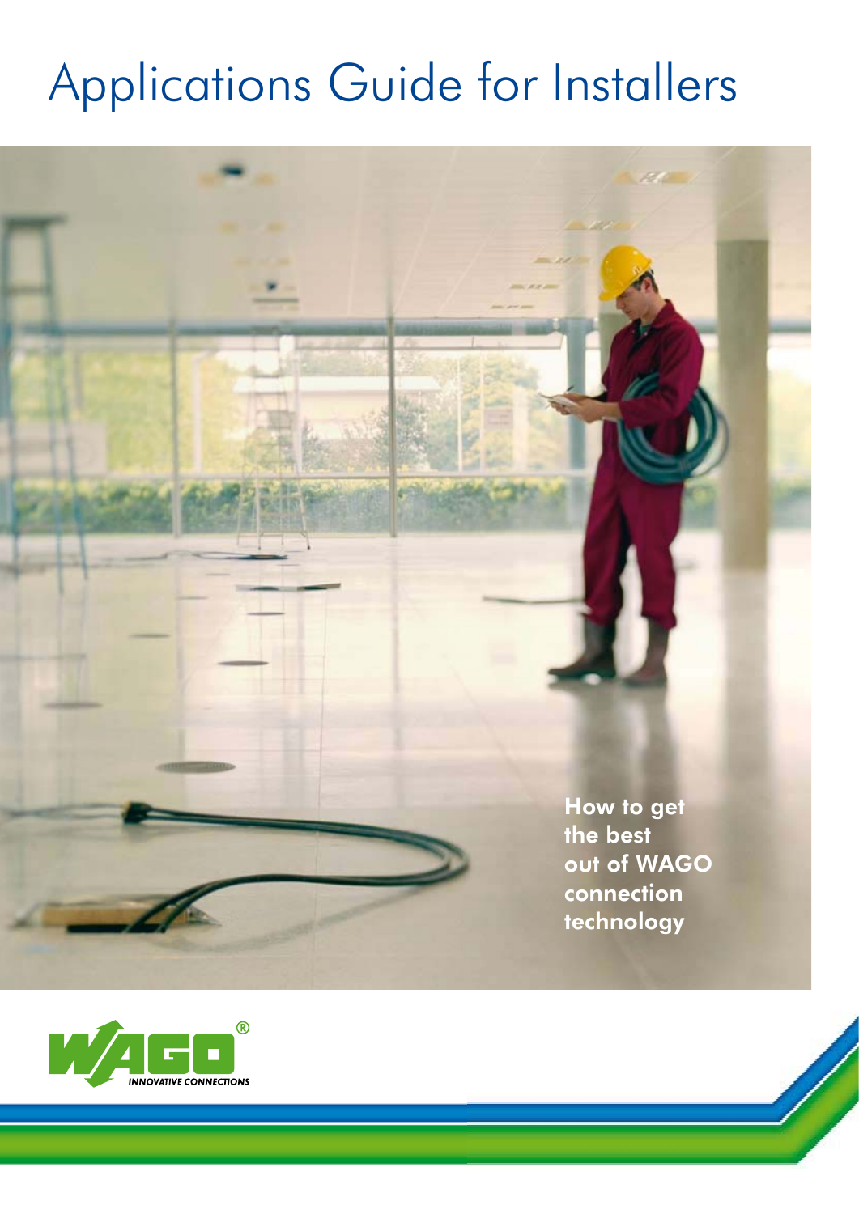# Applications Guide for Installers

How to get the best out of WAGO connection technology

WAGO® INNOVATIVE CONNECTIONS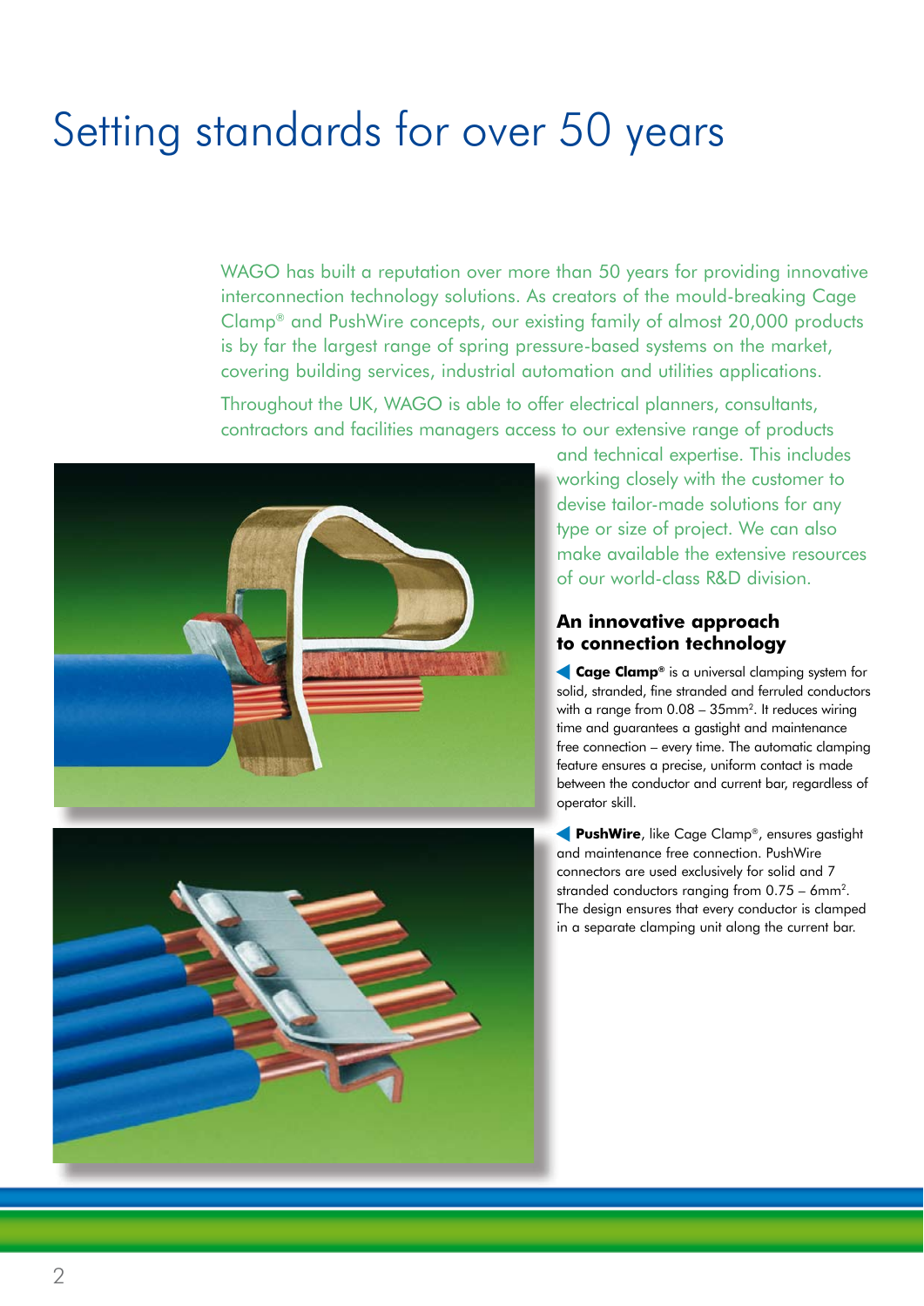# Setting standards for over 50 years

WAGO has built a reputation over more than 50 years for providing innovative interconnection technology solutions. As creators of the mould-breaking Cage Clamp® and PushWire concepts, our existing family of almost 20,000 products is by far the largest range of spring pressure-based systems on the market, covering building services, industrial automation and utilities applications.

Throughout the UK, WAGO is able to offer electrical planners, consultants, contractors and facilities managers access to our extensive range of products and technical expertise. This includes working closely with the customer to devise tailor-made solutions for any type or size of project. We can also make available the extensive resources of our world-class R&D division.

## An innovative approach to connection technology

**Cage Clamp®** is a universal clamping system for solid, stranded, fine stranded and ferruled conductors with a range from 0.08 – 35mm². It reduces wiring time and guarantees a gastight and maintenance free connection – every time. The automatic clamping feature ensures a precise, uniform contact is made between the conductor and current bar, regardless of operator skill.

**PushWire**, like Cage Clamp®, ensures gastight and maintenance free connection. PushWire connectors are used exclusively for solid and 7 stranded conductors ranging from 0.75 – 6mm². The design ensures that every conductor is clamped in a separate clamping unit along the current bar.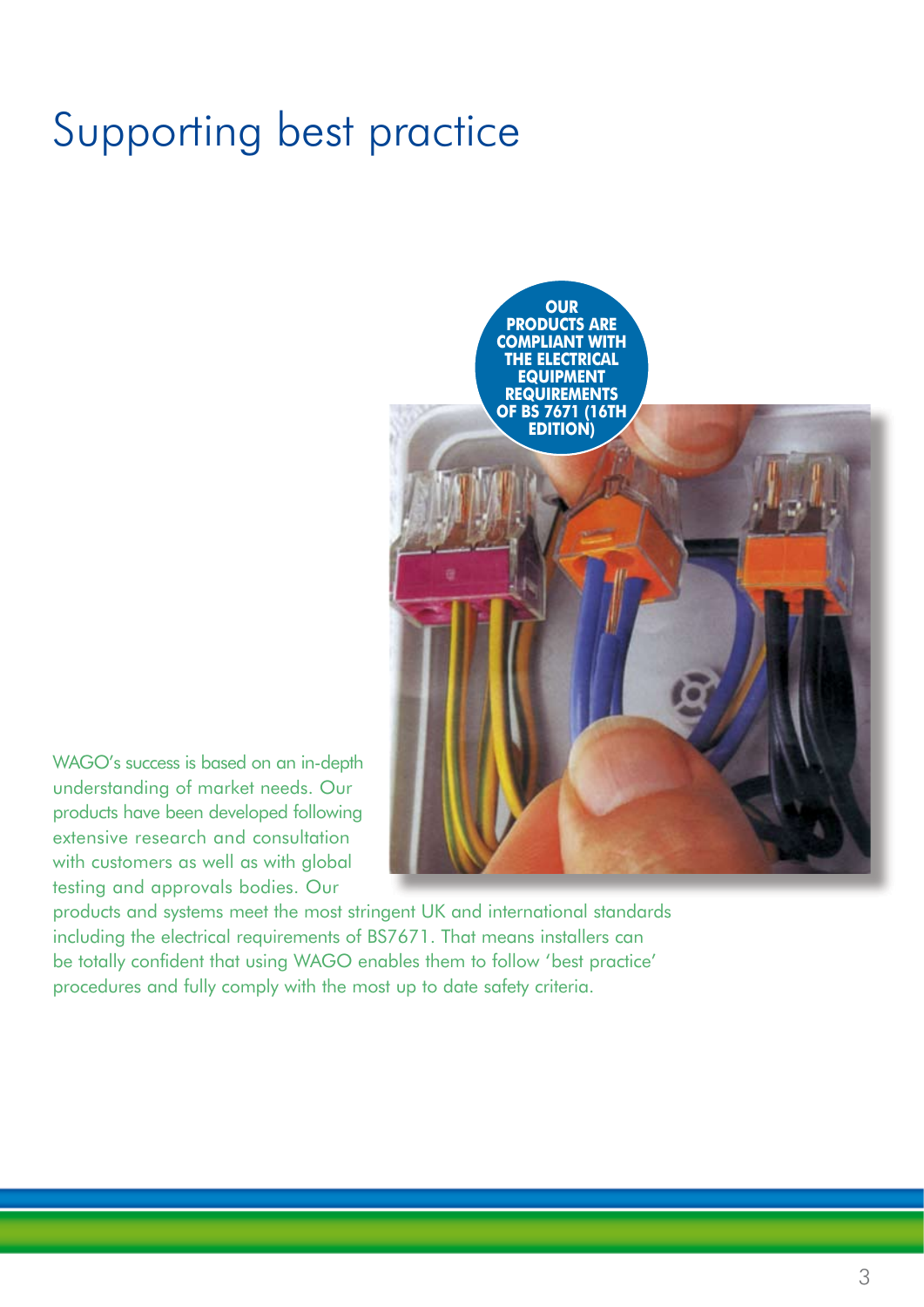# Supporting best practice

**OUR PRODUCTS ARE COMPLIANT WITH THE ELECTRICAL EQUIPMENT REQUIREMENTS OF BS 7671 (16TH EDITION)**

WAGO's success is based on an in-depth understanding of market needs. Our products have been developed following extensive research and consultation with customers as well as with global testing and approvals bodies. Our products and systems meet the most stringent UK and international standards including the electrical requirements of BS7671. That means installers can be totally confident that using WAGO enables them to follow 'best practice' procedures and fully comply with the most up to date safety criteria.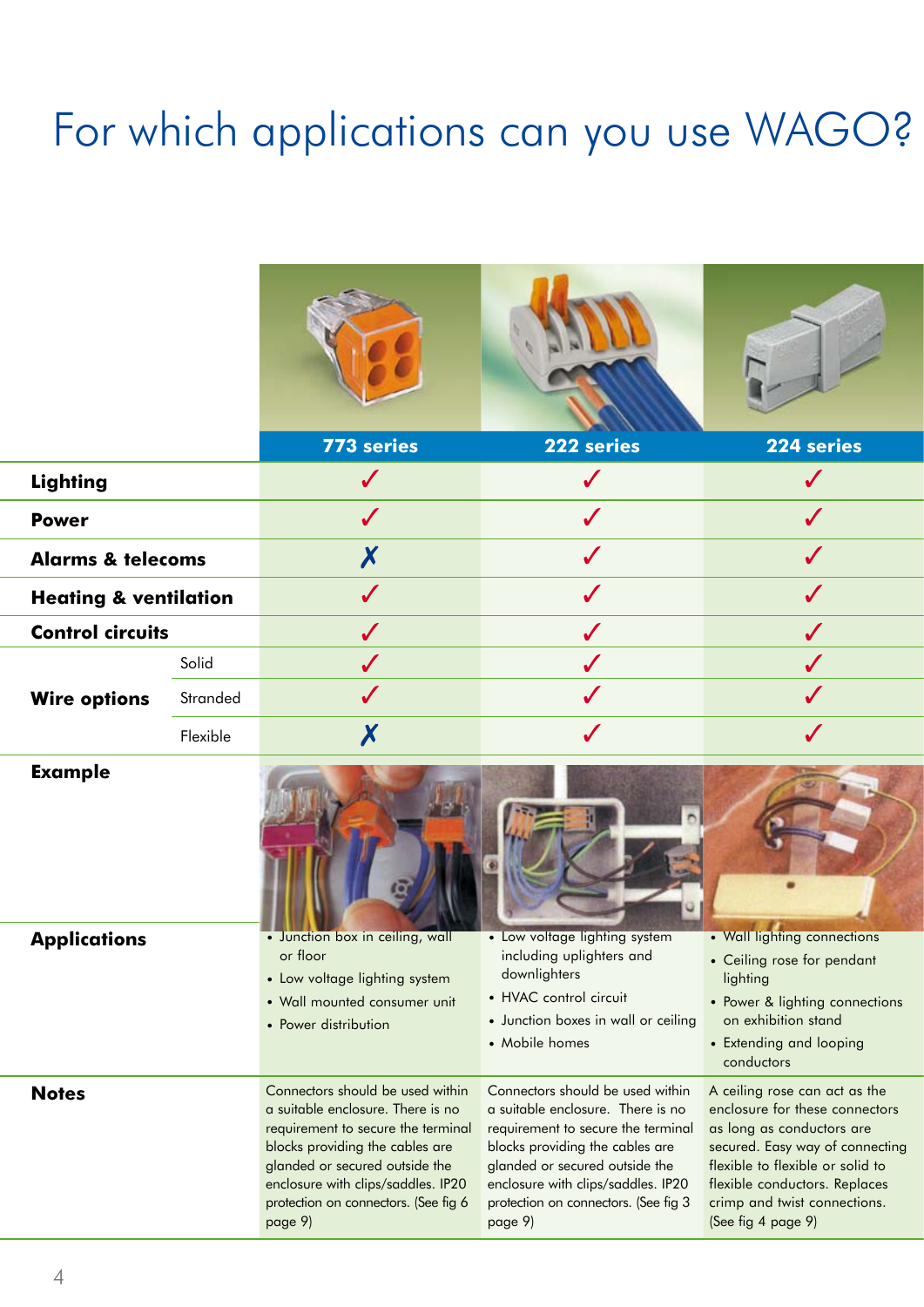# For which applications can you use WAGO?

| | | 773 series | 222 series | 224 series |
|---|---|---|---|---|
| **Lighting** | | ✓ | ✓ | ✓ |
| **Power** | | ✓ | ✓ | ✓ |
| **Alarms & telecoms** | | ✗ | ✓ | ✓ |
| **Heating & ventilation** | | ✓ | ✓ | ✓ |
| **Control circuits** | | ✓ | ✓ | ✓ |
| **Wire options** | Solid | ✓ | ✓ | ✓ |
| | Stranded | ✓ | ✓ | ✓ |
| | Flexible | ✗ | ✓ | ✓ |
| **Example** | | | | |
| **Applications** | | • Junction box in ceiling, wall or floor<br>• Low voltage lighting system<br>• Wall mounted consumer unit<br>• Power distribution | • Low voltage lighting system including uplighters and downlighters<br>• HVAC control circuit<br>• Junction boxes in wall or ceiling<br>• Mobile homes | • Wall lighting connections<br>• Ceiling rose for pendant lighting<br>• Power & lighting connections on exhibition stand<br>• Extending and looping conductors |
| **Notes** | | Connectors should be used within a suitable enclosure. There is no requirement to secure the terminal blocks providing the cables are glanded or secured outside the enclosure with clips/saddles. IP20 protection on connectors. (See fig 6 page 9) | Connectors should be used within a suitable enclosure. There is no requirement to secure the terminal blocks providing the cables are glanded or secured outside the enclosure with clips/saddles. IP20 protection on connectors. (See fig 3 page 9) | A ceiling rose can act as the enclosure for these connectors as long as conductors are secured. Easy way of connecting flexible to flexible or solid to flexible conductors. Replaces crimp and twist connections. (See fig 4 page 9) |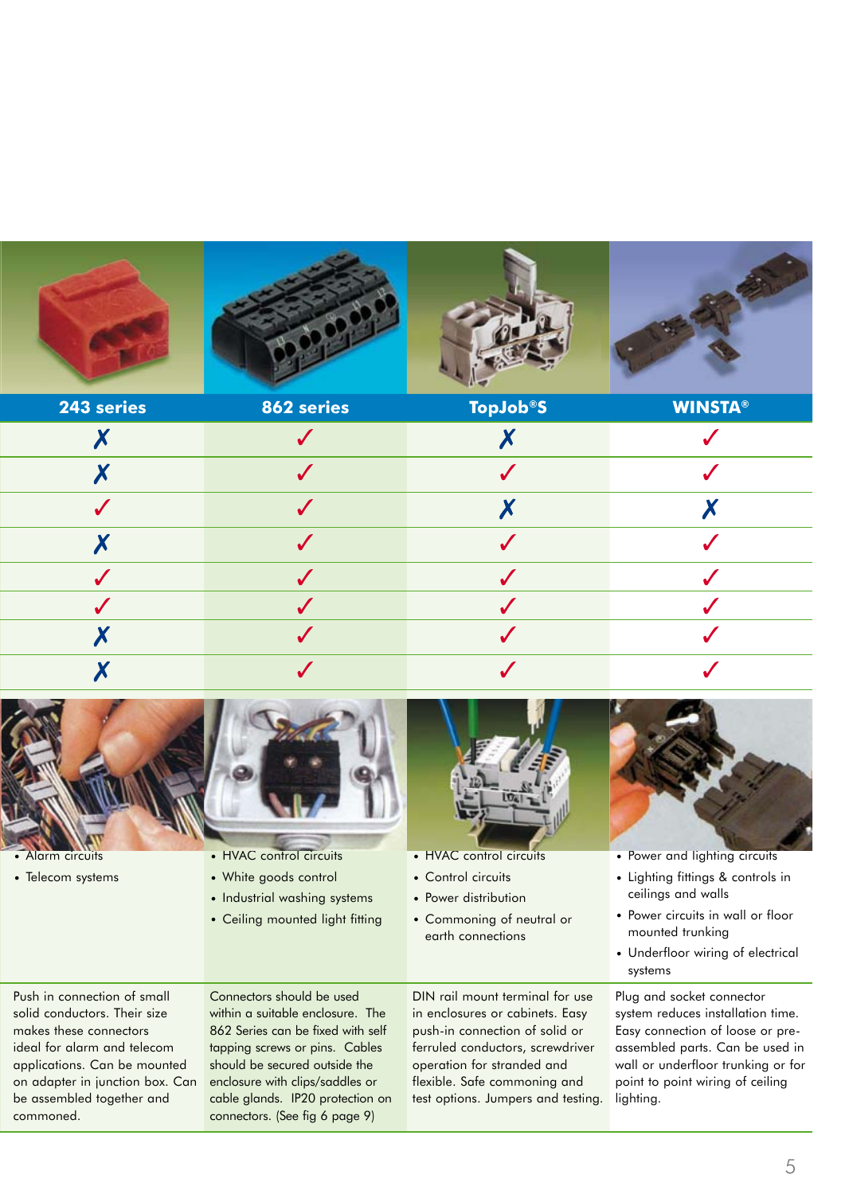| 243 series | 862 series | TopJob®S | WINSTA® |
|---|---|---|---|
| ✗ | ✓ | ✗ | ✓ |
| ✗ | ✓ | ✓ | ✓ |
| ✓ | ✓ | ✗ | ✗ |
| ✗ | ✓ | ✓ | ✓ |
| ✓ | ✓ | ✓ | ✓ |
| ✓ | ✓ | ✓ | ✓ |
| ✗ | ✓ | ✓ | ✓ |
| ✗ | ✓ | ✓ | ✓ |
| • Alarm circuits<br>• Telecom systems | • HVAC control circuits<br>• White goods control<br>• Industrial washing systems<br>• Ceiling mounted light fitting | • HVAC control circuits<br>• Control circuits<br>• Power distribution<br>• Commoning of neutral or earth connections | • Power and lighting circuits<br>• Lighting fittings & controls in ceilings and walls<br>• Power circuits in wall or floor mounted trunking<br>• Underfloor wiring of electrical systems |
| Push in connection of small solid conductors. Their size makes these connectors ideal for alarm and telecom applications. Can be mounted on adapter in junction box. Can be assembled together and commoned. | Connectors should be used within a suitable enclosure. The 862 Series can be fixed with self tapping screws or pins. Cables should be secured outside the enclosure with clips/saddles or cable glands. IP20 protection on connectors. (See fig 6 page 9) | DIN rail mount terminal for use in enclosures or cabinets. Easy push-in connection of solid or ferruled conductors, screwdriver operation for stranded and flexible. Safe commoning and test options. Jumpers and testing. | Plug and socket connector system reduces installation time. Easy connection of loose or pre-assembled parts. Can be used in wall or underfloor trunking or for point to point wiring of ceiling lighting. |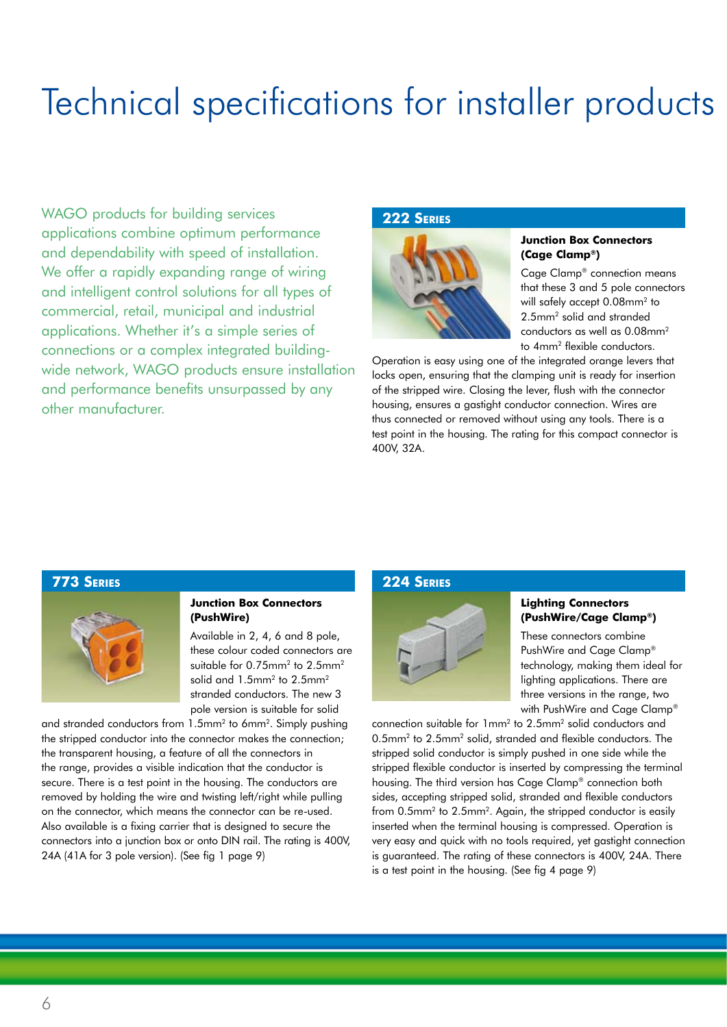# Technical specifications for installer products

WAGO products for building services applications combine optimum performance and dependability with speed of installation. We offer a rapidly expanding range of wiring and intelligent control solutions for all types of commercial, retail, municipal and industrial applications. Whether it's a simple series of connections or a complex integrated building-wide network, WAGO products ensure installation and performance benefits unsurpassed by any other manufacturer.

## 222 Series

### Junction Box Connectors (Cage Clamp®)

Cage Clamp® connection means that these 3 and 5 pole connectors will safely accept 0.08mm² to 2.5mm² solid and stranded conductors as well as 0.08mm² to 4mm² flexible conductors. Operation is easy using one of the integrated orange levers that locks open, ensuring that the clamping unit is ready for insertion of the stripped wire. Closing the lever, flush with the connector housing, ensures a gastight conductor connection. Wires are thus connected or removed without using any tools. There is a test point in the housing. The rating for this compact connector is 400V, 32A.

## 773 Series

### Junction Box Connectors (PushWire)

Available in 2, 4, 6 and 8 pole, these colour coded connectors are suitable for 0.75mm² to 2.5mm² solid and 1.5mm² to 2.5mm² stranded conductors. The new 3 pole version is suitable for solid and stranded conductors from 1.5mm² to 6mm². Simply pushing the stripped conductor into the connector makes the connection; the transparent housing, a feature of all the connectors in the range, provides a visible indication that the conductor is secure. There is a test point in the housing. The conductors are removed by holding the wire and twisting left/right while pulling on the connector, which means the connector can be re-used. Also available is a fixing carrier that is designed to secure the connectors into a junction box or onto DIN rail. The rating is 400V, 24A (41A for 3 pole version). (See fig 1 page 9)

## 224 Series

### Lighting Connectors (PushWire/Cage Clamp®)

These connectors combine PushWire and Cage Clamp® technology, making them ideal for lighting applications. There are three versions in the range, two with PushWire and Cage Clamp® connection suitable for 1mm² to 2.5mm² solid conductors and 0.5mm² to 2.5mm² solid, stranded and flexible conductors. The stripped solid conductor is simply pushed in one side while the stripped flexible conductor is inserted by compressing the terminal housing. The third version has Cage Clamp® connection both sides, accepting stripped solid, stranded and flexible conductors from 0.5mm² to 2.5mm². Again, the stripped conductor is easily inserted when the terminal housing is compressed. Operation is very easy and quick with no tools required, yet gastight connection is guaranteed. The rating of these connectors is 400V, 24A. There is a test point in the housing. (See fig 4 page 9)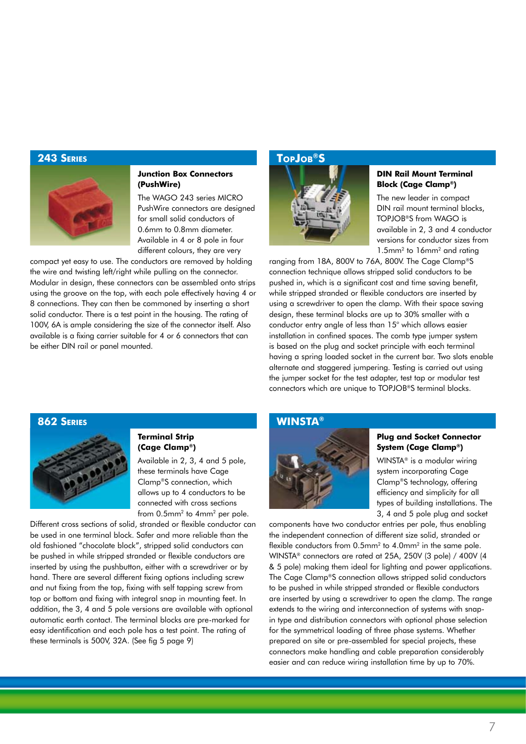## 243 Series

### Junction Box Connectors (PushWire)

The WAGO 243 series MICRO PushWire connectors are designed for small solid conductors of 0.6mm to 0.8mm diameter. Available in 4 or 8 pole in four different colours, they are very compact yet easy to use. The conductors are removed by holding the wire and twisting left/right while pulling on the connector. Modular in design, these connectors can be assembled onto strips using the groove on the top, with each pole effectively having 4 or 8 connections. They can then be commoned by inserting a short solid conductor. There is a test point in the housing. The rating of 100V, 6A is ample considering the size of the connector itself. Also available is a fixing carrier suitable for 4 or 6 connectors that can be either DIN rail or panel mounted.

## TopJob®S

### DIN Rail Mount Terminal Block (Cage Clamp®)

The new leader in compact DIN rail mount terminal blocks, TOPJOB®S from WAGO is available in 2, 3 and 4 conductor versions for conductor sizes from 1.5mm$^2$ to 16mm$^2$ and rating ranging from 18A, 800V to 76A, 800V. The Cage Clamp®S connection technique allows stripped solid conductors to be pushed in, which is a significant cost and time saving benefit, while stripped stranded or flexible conductors are inserted by using a screwdriver to open the clamp. With their space saving design, these terminal blocks are up to 30% smaller with a conductor entry angle of less than 15° which allows easier installation in confined spaces. The comb type jumper system is based on the plug and socket principle with each terminal having a spring loaded socket in the current bar. Two slots enable alternate and staggered jumpering. Testing is carried out using the jumper socket for the test adapter, test tap or modular test connectors which are unique to TOPJOB®S terminal blocks.

## 862 Series

### Terminal Strip (Cage Clamp®)

Available in 2, 3, 4 and 5 pole, these terminals have Cage Clamp®S connection, which allows up to 4 conductors to be connected with cross sections from 0.5mm$^2$ to 4mm$^2$ per pole. Different cross sections of solid, stranded or flexible conductor can be used in one terminal block. Safer and more reliable than the old fashioned "chocolate block", stripped solid conductors can be pushed in while stripped stranded or flexible conductors are inserted by using the pushbutton, either with a screwdriver or by hand. There are several different fixing options including screw and nut fixing from the top, fixing with self tapping screw from top or bottom and fixing with integral snap in mounting feet. In addition, the 3, 4 and 5 pole versions are available with optional automatic earth contact. The terminal blocks are pre-marked for easy identification and each pole has a test point. The rating of these terminals is 500V, 32A. (See fig 5 page 9)

## WINSTA®

### Plug and Socket Connector System (Cage Clamp®)

WINSTA® is a modular wiring system incorporating Cage Clamp®S technology, offering efficiency and simplicity for all types of building installations. The 3, 4 and 5 pole plug and socket components have two conductor entries per pole, thus enabling the independent connection of different size solid, stranded or flexible conductors from 0.5mm$^2$ to 4.0mm$^2$ in the same pole. WINSTA® connectors are rated at 25A, 250V (3 pole) / 400V (4 & 5 pole) making them ideal for lighting and power applications. The Cage Clamp®S connection allows stripped solid conductors to be pushed in while stripped stranded or flexible conductors are inserted by using a screwdriver to open the clamp. The range extends to the wiring and interconnection of systems with snap-in type and distribution connectors with optional phase selection for the symmetrical loading of three phase systems. Whether prepared on site or pre-assembled for special projects, these connectors make handling and cable preparation considerably easier and can reduce wiring installation time by up to 70%.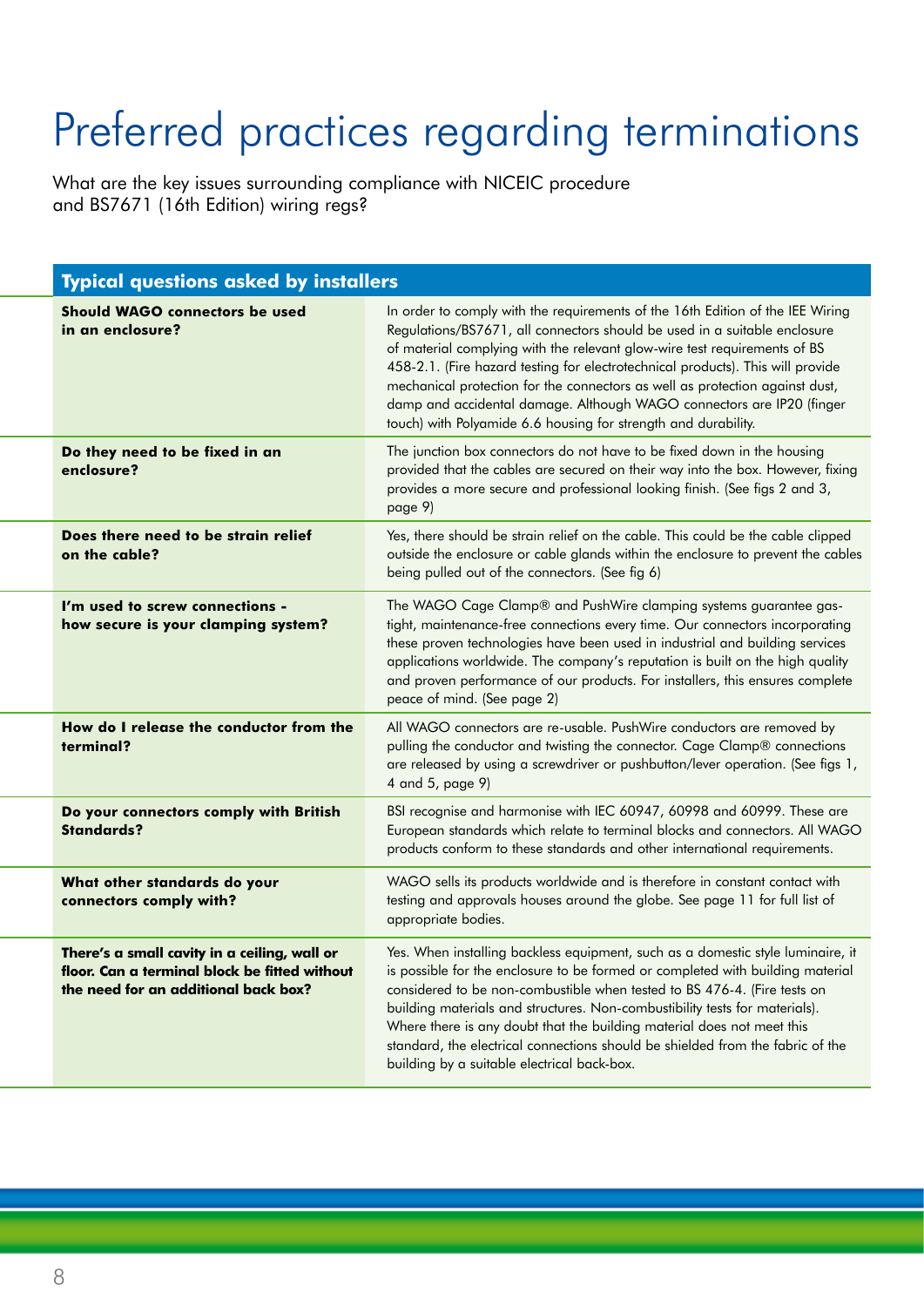# Preferred practices regarding terminations

What are the key issues surrounding compliance with NICEIC procedure and BS7671 (16th Edition) wiring regs?

| Typical questions asked by installers | |
|---|---|
| **Should WAGO connectors be used in an enclosure?** | In order to comply with the requirements of the 16th Edition of the IEE Wiring Regulations/BS7671, all connectors should be used in a suitable enclosure of material complying with the relevant glow-wire test requirements of BS 458-2.1. (Fire hazard testing for electrotechnical products). This will provide mechanical protection for the connectors as well as protection against dust, damp and accidental damage. Although WAGO connectors are IP20 (finger touch) with Polyamide 6.6 housing for strength and durability. |
| **Do they need to be fixed in an enclosure?** | The junction box connectors do not have to be fixed down in the housing provided that the cables are secured on their way into the box. However, fixing provides a more secure and professional looking finish. (See figs 2 and 3, page 9) |
| **Does there need to be strain relief on the cable?** | Yes, there should be strain relief on the cable. This could be the cable clipped outside the enclosure or cable glands within the enclosure to prevent the cables being pulled out of the connectors. (See fig 6) |
| **I'm used to screw connections - how secure is your clamping system?** | The WAGO Cage Clamp® and PushWire clamping systems guarantee gas-tight, maintenance-free connections every time. Our connectors incorporating these proven technologies have been used in industrial and building services applications worldwide. The company's reputation is built on the high quality and proven performance of our products. For installers, this ensures complete peace of mind. (See page 2) |
| **How do I release the conductor from the terminal?** | All WAGO connectors are re-usable. PushWire conductors are removed by pulling the conductor and twisting the connector. Cage Clamp® connections are released by using a screwdriver or pushbutton/lever operation. (See figs 1, 4 and 5, page 9) |
| **Do your connectors comply with British Standards?** | BSI recognise and harmonise with IEC 60947, 60998 and 60999. These are European standards which relate to terminal blocks and connectors. All WAGO products conform to these standards and other international requirements. |
| **What other standards do your connectors comply with?** | WAGO sells its products worldwide and is therefore in constant contact with testing and approvals houses around the globe. See page 11 for full list of appropriate bodies. |
| **There's a small cavity in a ceiling, wall or floor. Can a terminal block be fitted without the need for an additional back box?** | Yes. When installing backless equipment, such as a domestic style luminaire, it is possible for the enclosure to be formed or completed with building material considered to be non-combustible when tested to BS 476-4. (Fire tests on building materials and structures. Non-combustibility tests for materials). Where there is any doubt that the building material does not meet this standard, the electrical connections should be shielded from the fabric of the building by a suitable electrical back-box. |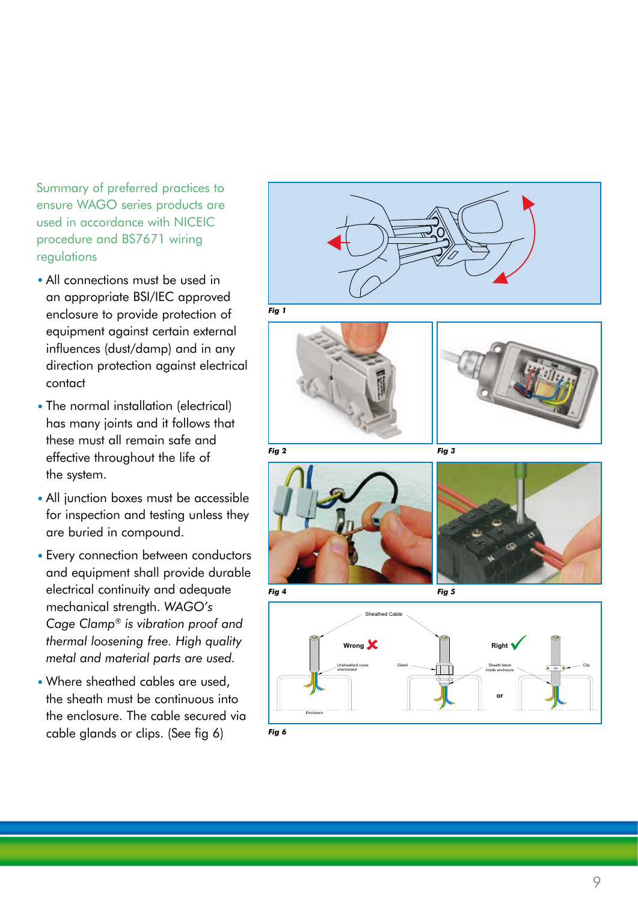## Summary of preferred practices to ensure WAGO series products are used in accordance with NICEIC procedure and BS7671 wiring regulations

- All connections must be used in an appropriate BSI/IEC approved enclosure to provide protection of equipment against certain external influences (dust/damp) and in any direction protection against electrical contact
- The normal installation (electrical) has many joints and it follows that these must all remain safe and effective throughout the life of the system.
- All junction boxes must be accessible for inspection and testing unless they are buried in compound.
- Every connection between conductors and equipment shall provide durable electrical continuity and adequate mechanical strength. *WAGO's Cage Clamp® is vibration proof and thermal loosening free. High quality metal and material parts are used.*
- Where sheathed cables are used, the sheath must be continuous into the enclosure. The cable secured via cable glands or clips. (See fig 6)

*Fig 1*

*Fig 2*

*Fig 3*

*Fig 4*

*Fig 5*

Sheathed Cable

Wrong ✗ — Unsheathed cores unenclosed — Enclosure

Right ✓ — Gland — Sheath taken inside enclosure — or — Clip

*Fig 6*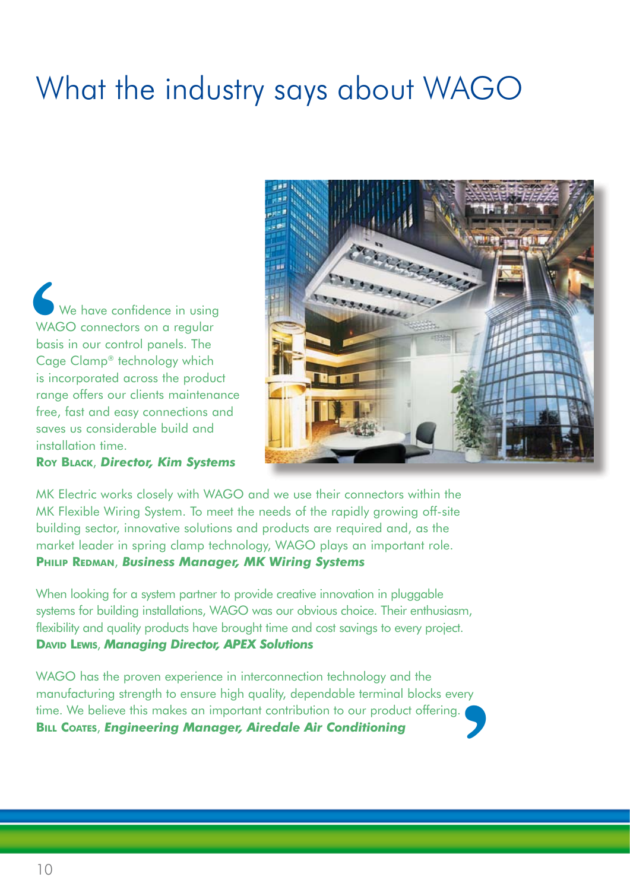# What the industry says about WAGO

"We have confidence in using WAGO connectors on a regular basis in our control panels. The Cage Clamp® technology which is incorporated across the product range offers our clients maintenance free, fast and easy connections and saves us considerable build and installation time.

**ROY BLACK**, ***Director, Kim Systems***

MK Electric works closely with WAGO and we use their connectors within the MK Flexible Wiring System. To meet the needs of the rapidly growing off-site building sector, innovative solutions and products are required and, as the market leader in spring clamp technology, WAGO plays an important role.

**PHILIP REDMAN**, ***Business Manager, MK Wiring Systems***

When looking for a system partner to provide creative innovation in pluggable systems for building installations, WAGO was our obvious choice. Their enthusiasm, flexibility and quality products have brought time and cost savings to every project.

**DAVID LEWIS**, ***Managing Director, APEX Solutions***

WAGO has the proven experience in interconnection technology and the manufacturing strength to ensure high quality, dependable terminal blocks every time. We believe this makes an important contribution to our product offering."

**BILL COATES**, ***Engineering Manager, Airedale Air Conditioning***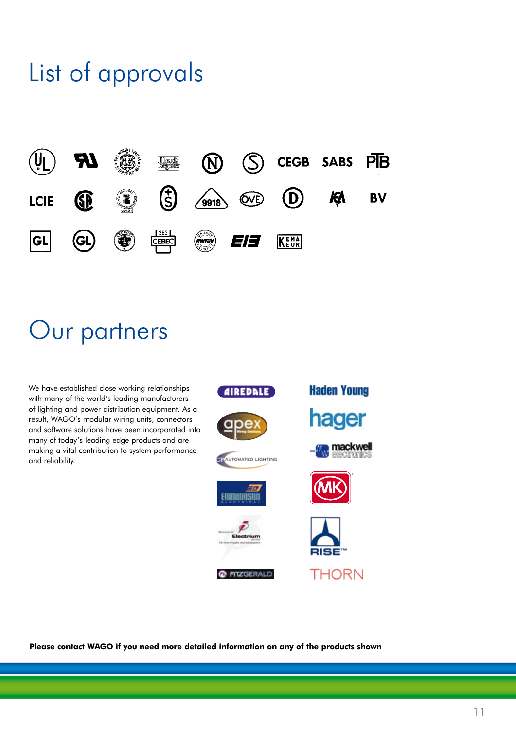# List of approvals

# Our partners

We have established close working relationships with many of the world's leading manufacturers of lighting and power distribution equipment. As a result, WAGO's modular wiring units, connectors and software solutions have been incorporated into many of today's leading edge products and are making a vital contribution to system performance and reliability.

**Please contact WAGO if you need more detailed information on any of the products shown**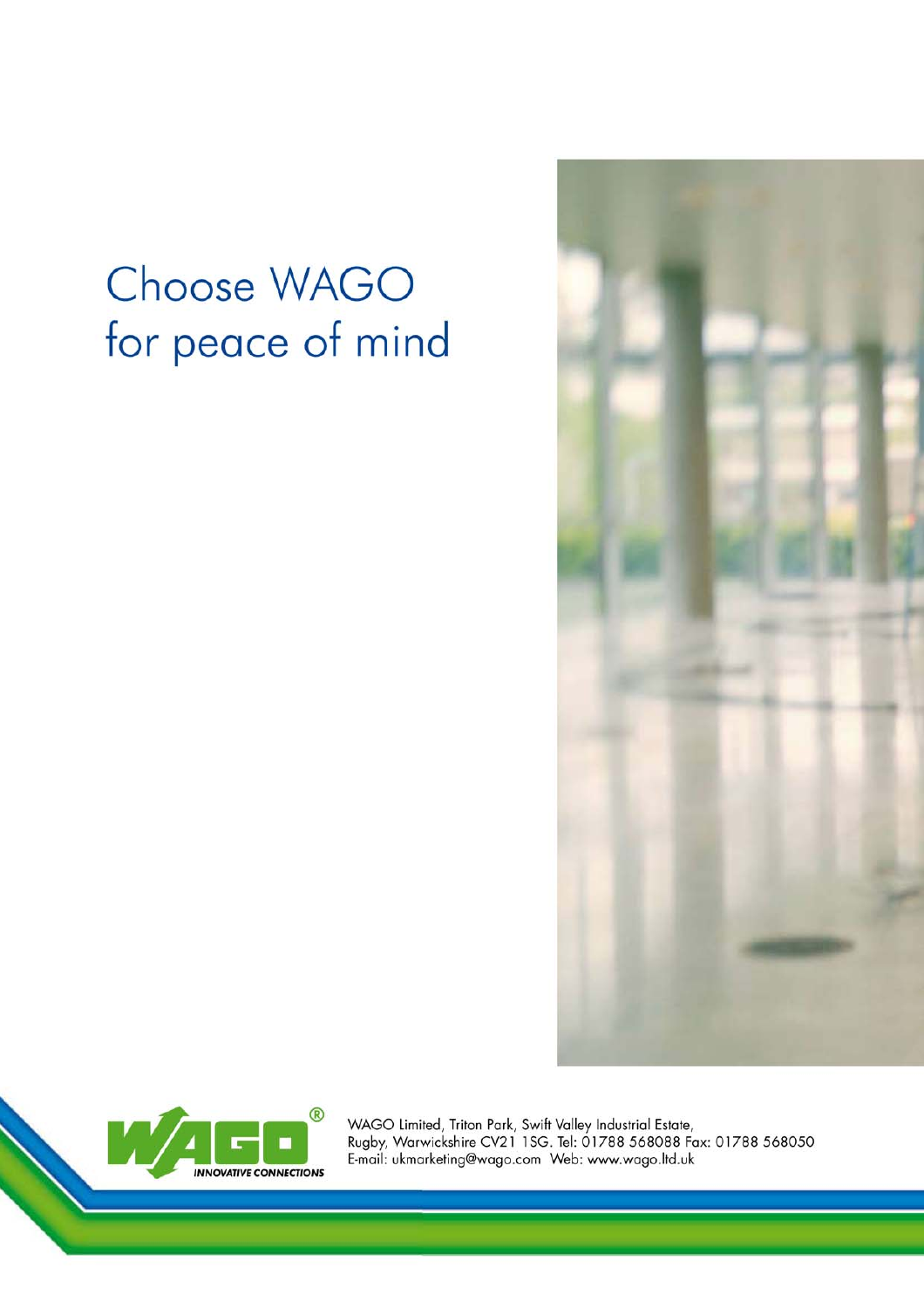# Choose WAGO for peace of mind

WAGO Limited, Triton Park, Swift Valley Industrial Estate,
Rugby, Warwickshire CV21 1SG. Tel: 01788 568088 Fax: 01788 568050
E-mail: ukmarketing@wago.com Web: www.wago.ltd.uk